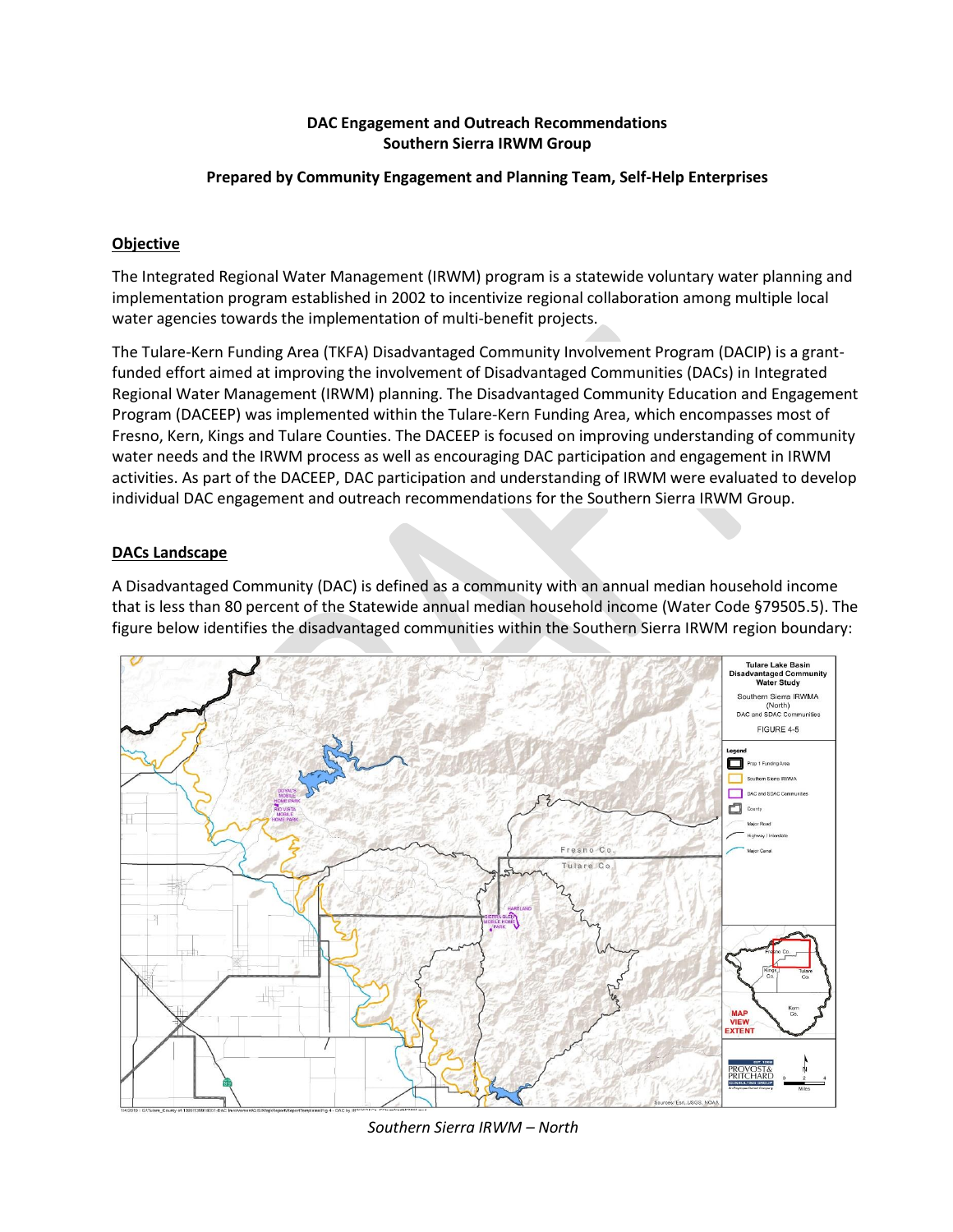**DAC Engagement and Outreach Recommendations**
**Southern Sierra IRWM Group**

**Prepared by Community Engagement and Planning Team, Self-Help Enterprises**

## Objective

The Integrated Regional Water Management (IRWM) program is a statewide voluntary water planning and implementation program established in 2002 to incentivize regional collaboration among multiple local water agencies towards the implementation of multi-benefit projects.

The Tulare-Kern Funding Area (TKFA) Disadvantaged Community Involvement Program (DACIP) is a grant-funded effort aimed at improving the involvement of Disadvantaged Communities (DACs) in Integrated Regional Water Management (IRWM) planning. The Disadvantaged Community Education and Engagement Program (DACEEP) was implemented within the Tulare-Kern Funding Area, which encompasses most of Fresno, Kern, Kings and Tulare Counties. The DACEEP is focused on improving understanding of community water needs and the IRWM process as well as encouraging DAC participation and engagement in IRWM activities. As part of the DACEEP, DAC participation and understanding of IRWM were evaluated to develop individual DAC engagement and outreach recommendations for the Southern Sierra IRWM Group.

## DACs Landscape

A Disadvantaged Community (DAC) is defined as a community with an annual median household income that is less than 80 percent of the Statewide annual median household income (Water Code §79505.5). The figure below identifies the disadvantaged communities within the Southern Sierra IRWM region boundary:

*Southern Sierra IRWM – North*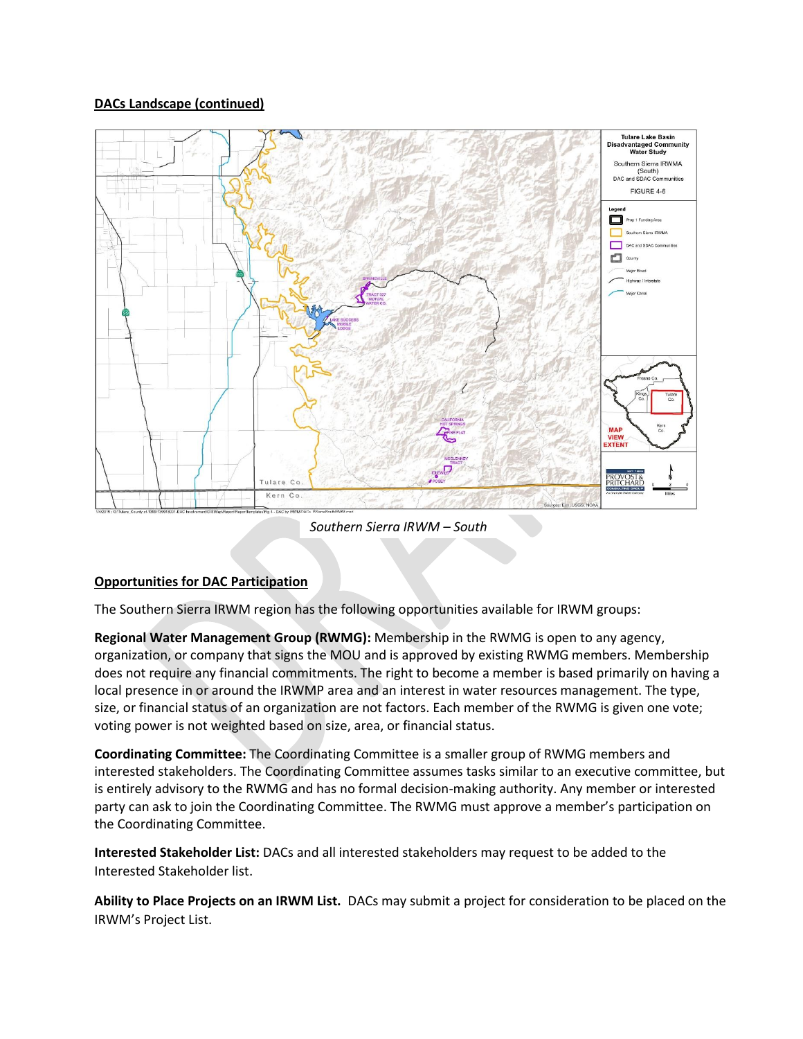**DACs Landscape (continued)**

*Southern Sierra IRWM – South*

**Opportunities for DAC Participation**

The Southern Sierra IRWM region has the following opportunities available for IRWM groups:

**Regional Water Management Group (RWMG):** Membership in the RWMG is open to any agency, organization, or company that signs the MOU and is approved by existing RWMG members. Membership does not require any financial commitments. The right to become a member is based primarily on having a local presence in or around the IRWMP area and an interest in water resources management. The type, size, or financial status of an organization are not factors. Each member of the RWMG is given one vote; voting power is not weighted based on size, area, or financial status.

**Coordinating Committee:** The Coordinating Committee is a smaller group of RWMG members and interested stakeholders. The Coordinating Committee assumes tasks similar to an executive committee, but is entirely advisory to the RWMG and has no formal decision-making authority. Any member or interested party can ask to join the Coordinating Committee. The RWMG must approve a member's participation on the Coordinating Committee.

**Interested Stakeholder List:** DACs and all interested stakeholders may request to be added to the Interested Stakeholder list.

**Ability to Place Projects on an IRWM List.** DACs may submit a project for consideration to be placed on the IRWM's Project List.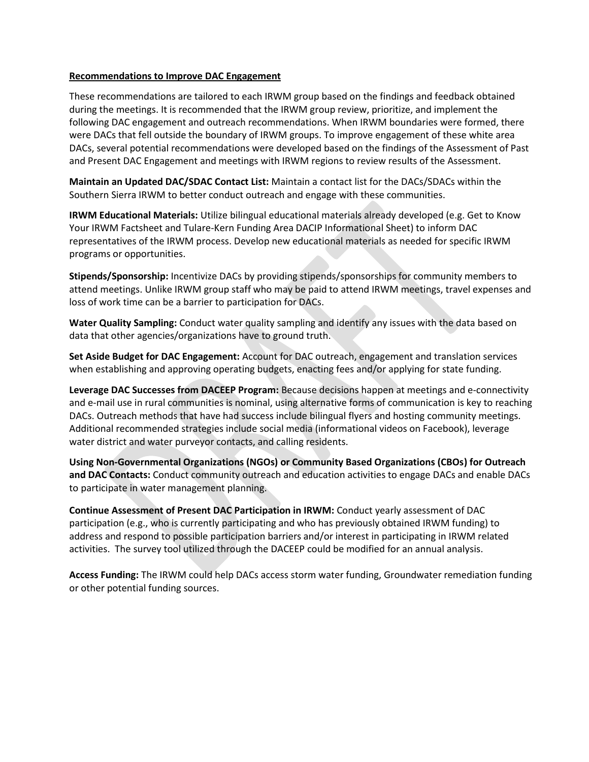**Recommendations to Improve DAC Engagement**

These recommendations are tailored to each IRWM group based on the findings and feedback obtained during the meetings. It is recommended that the IRWM group review, prioritize, and implement the following DAC engagement and outreach recommendations. When IRWM boundaries were formed, there were DACs that fell outside the boundary of IRWM groups. To improve engagement of these white area DACs, several potential recommendations were developed based on the findings of the Assessment of Past and Present DAC Engagement and meetings with IRWM regions to review results of the Assessment.

**Maintain an Updated DAC/SDAC Contact List:** Maintain a contact list for the DACs/SDACs within the Southern Sierra IRWM to better conduct outreach and engage with these communities.

**IRWM Educational Materials:** Utilize bilingual educational materials already developed (e.g. Get to Know Your IRWM Factsheet and Tulare-Kern Funding Area DACIP Informational Sheet) to inform DAC representatives of the IRWM process. Develop new educational materials as needed for specific IRWM programs or opportunities.

**Stipends/Sponsorship:** Incentivize DACs by providing stipends/sponsorships for community members to attend meetings. Unlike IRWM group staff who may be paid to attend IRWM meetings, travel expenses and loss of work time can be a barrier to participation for DACs.

**Water Quality Sampling:** Conduct water quality sampling and identify any issues with the data based on data that other agencies/organizations have to ground truth.

**Set Aside Budget for DAC Engagement:** Account for DAC outreach, engagement and translation services when establishing and approving operating budgets, enacting fees and/or applying for state funding.

**Leverage DAC Successes from DACEEP Program:** Because decisions happen at meetings and e-connectivity and e-mail use in rural communities is nominal, using alternative forms of communication is key to reaching DACs. Outreach methods that have had success include bilingual flyers and hosting community meetings. Additional recommended strategies include social media (informational videos on Facebook), leverage water district and water purveyor contacts, and calling residents.

**Using Non-Governmental Organizations (NGOs) or Community Based Organizations (CBOs) for Outreach and DAC Contacts:** Conduct community outreach and education activities to engage DACs and enable DACs to participate in water management planning.

**Continue Assessment of Present DAC Participation in IRWM:** Conduct yearly assessment of DAC participation (e.g., who is currently participating and who has previously obtained IRWM funding) to address and respond to possible participation barriers and/or interest in participating in IRWM related activities. The survey tool utilized through the DACEEP could be modified for an annual analysis.

**Access Funding:** The IRWM could help DACs access storm water funding, Groundwater remediation funding or other potential funding sources.